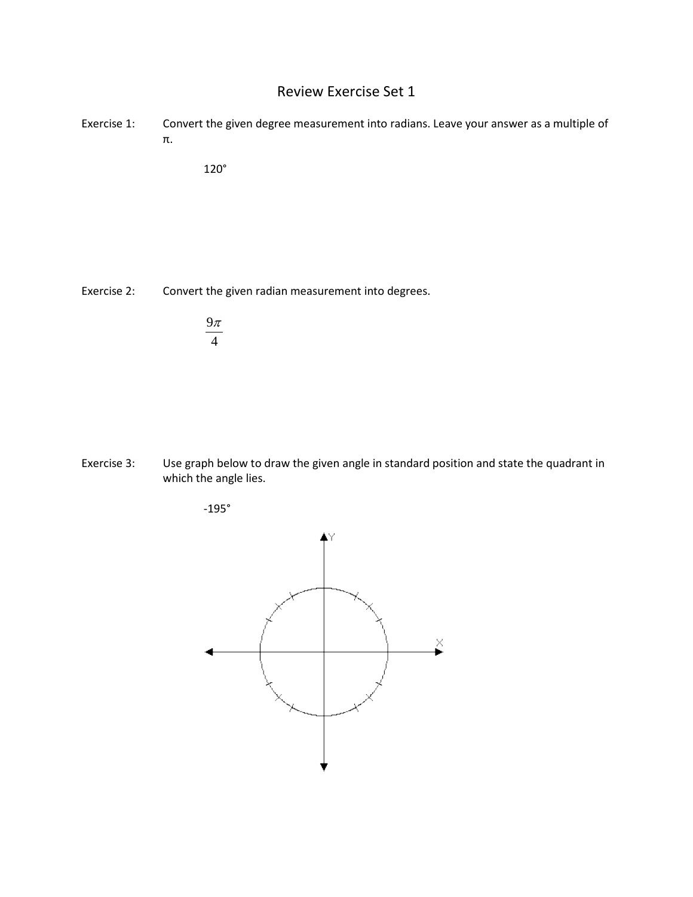# Review Exercise Set 1

Exercise 1: Convert the given degree measurement into radians. Leave your answer as a multiple of π.

$120°$

Exercise 2: Convert the given radian measurement into degrees.

$$\frac{9\pi}{4}$$

Exercise 3: Use graph below to draw the given angle in standard position and state the quadrant in which the angle lies.

$-195°$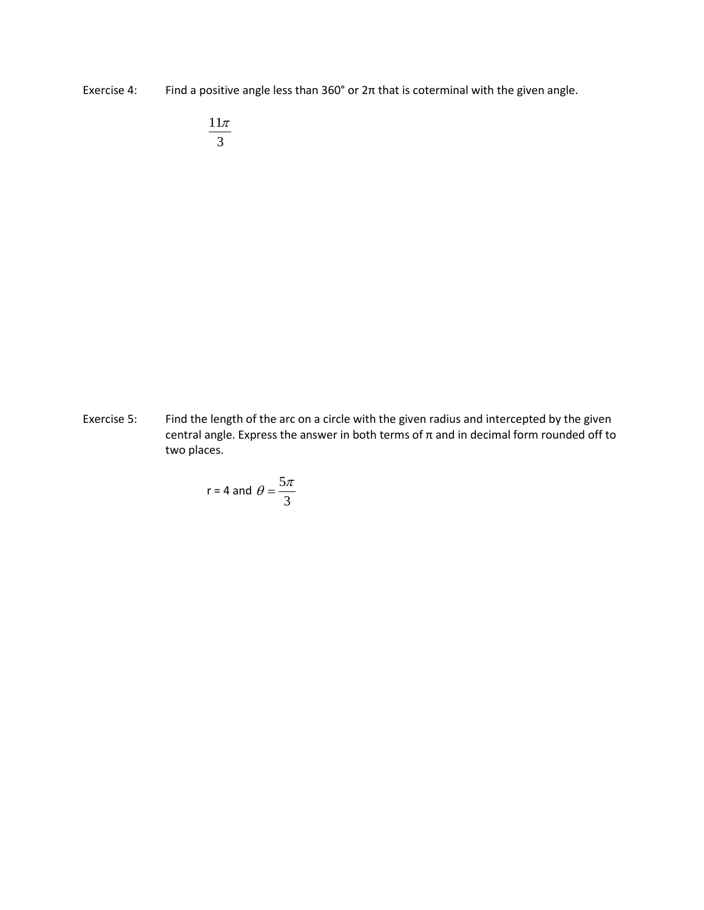Exercise 4: Find a positive angle less than 360° or 2π that is coterminal with the given angle.

$$\frac{11\pi}{3}$$

Exercise 5: Find the length of the arc on a circle with the given radius and intercepted by the given central angle. Express the answer in both terms of π and in decimal form rounded off to two places.

r = 4 and $\theta = \frac{5\pi}{3}$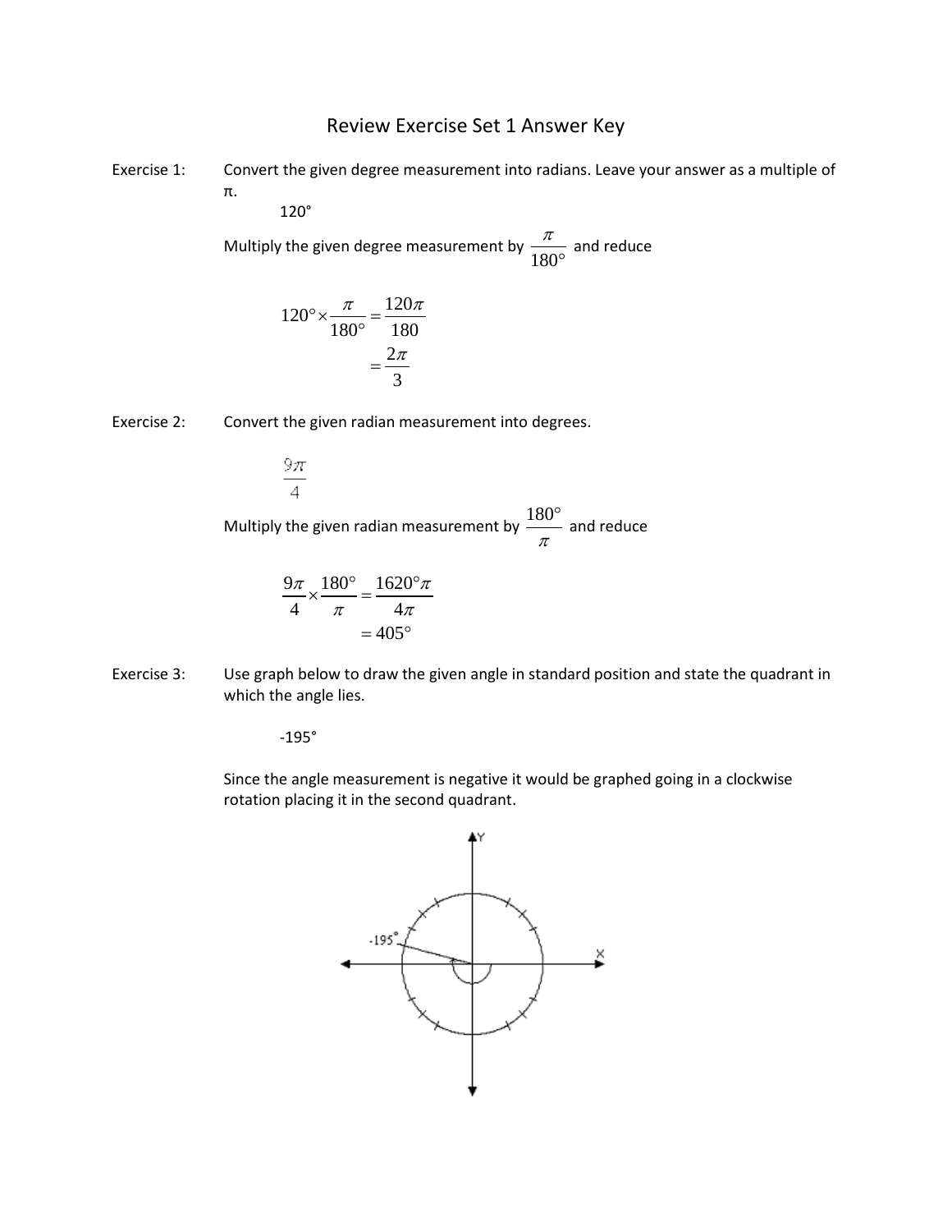# Review Exercise Set 1 Answer Key

Exercise 1: Convert the given degree measurement into radians. Leave your answer as a multiple of π.

120°

Multiply the given degree measurement by $\frac{\pi}{180°}$ and reduce

$$120° \times \frac{\pi}{180°} = \frac{120\pi}{180}$$
$$= \frac{2\pi}{3}$$

Exercise 2: Convert the given radian measurement into degrees.

$\frac{9\pi}{4}$

Multiply the given radian measurement by $\frac{180°}{\pi}$ and reduce

$$\frac{9\pi}{4} \times \frac{180°}{\pi} = \frac{1620°\pi}{4\pi}$$
$$= 405°$$

Exercise 3: Use graph below to draw the given angle in standard position and state the quadrant in which the angle lies.

-195°

Since the angle measurement is negative it would be graphed going in a clockwise rotation placing it in the second quadrant.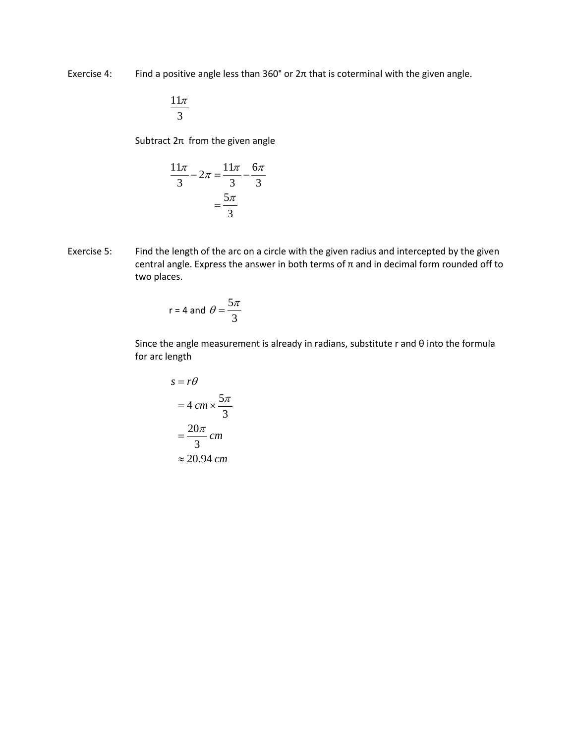Exercise 4: Find a positive angle less than 360° or 2π that is coterminal with the given angle.

$$\frac{11\pi}{3}$$

Subtract 2π from the given angle

$$\begin{aligned}\frac{11\pi}{3} - 2\pi &= \frac{11\pi}{3} - \frac{6\pi}{3} \\ &= \frac{5\pi}{3}\end{aligned}$$

Exercise 5: Find the length of the arc on a circle with the given radius and intercepted by the given central angle. Express the answer in both terms of π and in decimal form rounded off to two places.

r = 4 and $\theta = \frac{5\pi}{3}$

Since the angle measurement is already in radians, substitute r and θ into the formula for arc length

$$\begin{aligned}s &= r\theta \\ &= 4\,cm \times \frac{5\pi}{3} \\ &= \frac{20\pi}{3}\,cm \\ &\approx 20.94\,cm\end{aligned}$$